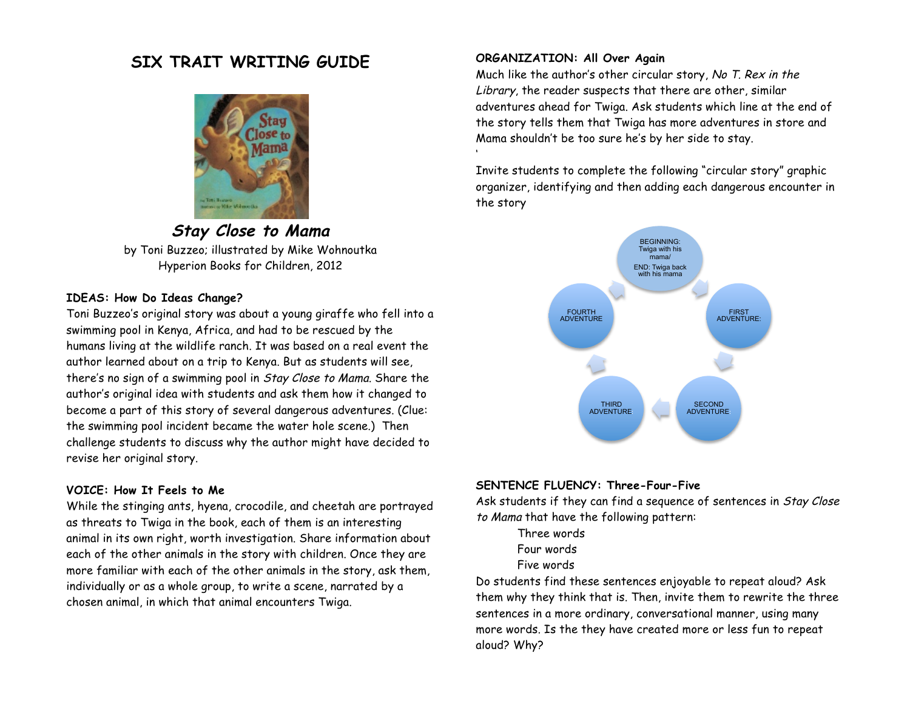# SIX TRAIT WRITING GUIDE

## *Stay Close to Mama*

by Toni Buzzeo; illustrated by Mike Wohnoutka
Hyperion Books for Children, 2012

### IDEAS: How Do Ideas Change?

Toni Buzzeo's original story was about a young giraffe who fell into a swimming pool in Kenya, Africa, and had to be rescued by the humans living at the wildlife ranch. It was based on a real event the author learned about on a trip to Kenya. But as students will see, there's no sign of a swimming pool in *Stay Close to Mama*. Share the author's original idea with students and ask them how it changed to become a part of this story of several dangerous adventures. (Clue: the swimming pool incident became the water hole scene.) Then challenge students to discuss why the author might have decided to revise her original story.

### VOICE: How It Feels to Me

While the stinging ants, hyena, crocodile, and cheetah are portrayed as threats to Twiga in the book, each of them is an interesting animal in its own right, worth investigation. Share information about each of the other animals in the story with children. Once they are more familiar with each of the other animals in the story, ask them, individually or as a whole group, to write a scene, narrated by a chosen animal, in which that animal encounters Twiga.

### ORGANIZATION: All Over Again

Much like the author's other circular story, *No T. Rex in the Library*, the reader suspects that there are other, similar adventures ahead for Twiga. Ask students which line at the end of the story tells them that Twiga has more adventures in store and Mama shouldn't be too sure he's by her side to stay.

Invite students to complete the following "circular story" graphic organizer, identifying and then adding each dangerous encounter in the story

BEGINNING: Twiga with his mama/
END: Twiga back with his mama

FIRST ADVENTURE:

SECOND ADVENTURE

THIRD ADVENTURE

FOURTH ADVENTURE

### SENTENCE FLUENCY: Three-Four-Five

Ask students if they can find a sequence of sentences in *Stay Close to Mama* that have the following pattern:

- Three words
- Four words
- Five words

Do students find these sentences enjoyable to repeat aloud? Ask them why they think that is. Then, invite them to rewrite the three sentences in a more ordinary, conversational manner, using many more words. Is the they have created more or less fun to repeat aloud? Why?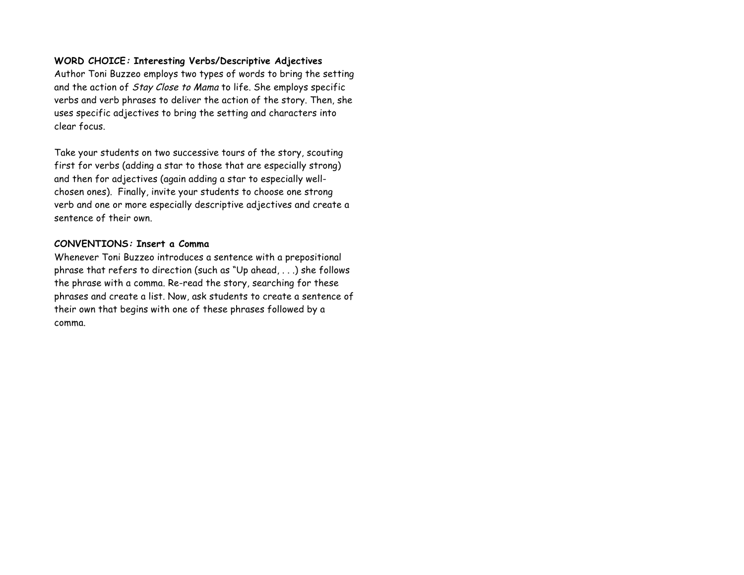**WORD CHOICE: Interesting Verbs/Descriptive Adjectives**
Author Toni Buzzeo employs two types of words to bring the setting and the action of *Stay Close to Mama* to life. She employs specific verbs and verb phrases to deliver the action of the story. Then, she uses specific adjectives to bring the setting and characters into clear focus.

Take your students on two successive tours of the story, scouting first for verbs (adding a star to those that are especially strong) and then for adjectives (again adding a star to especially well-chosen ones). Finally, invite your students to choose one strong verb and one or more especially descriptive adjectives and create a sentence of their own.

**CONVENTIONS: Insert a Comma**
Whenever Toni Buzzeo introduces a sentence with a prepositional phrase that refers to direction (such as "Up ahead, . . .) she follows the phrase with a comma. Re-read the story, searching for these phrases and create a list. Now, ask students to create a sentence of their own that begins with one of these phrases followed by a comma.